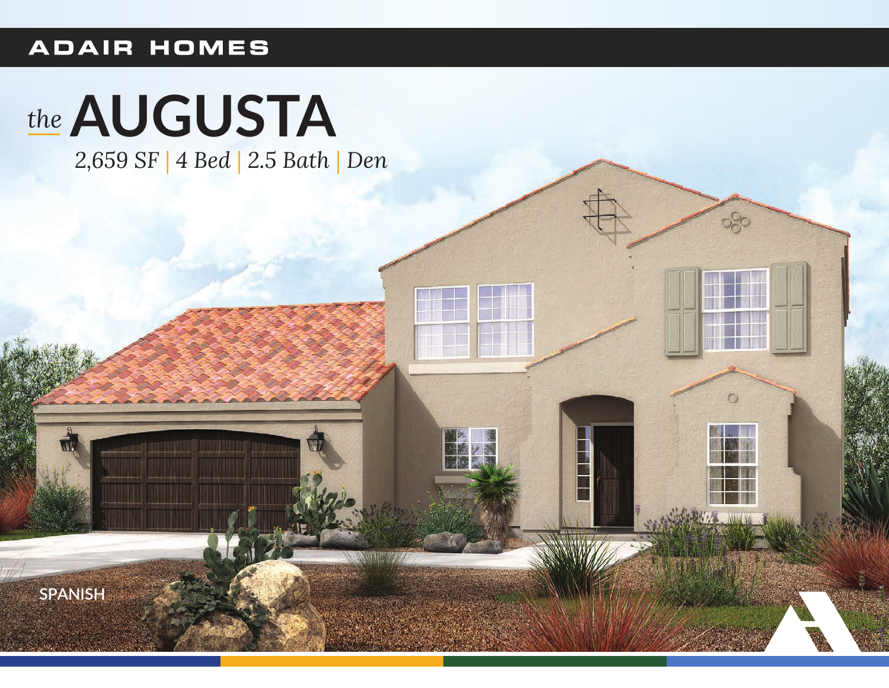ADAIR HOMES

# *the* AUGUSTA

*2,659 SF | 4 Bed | 2.5 Bath | Den*

SPANISH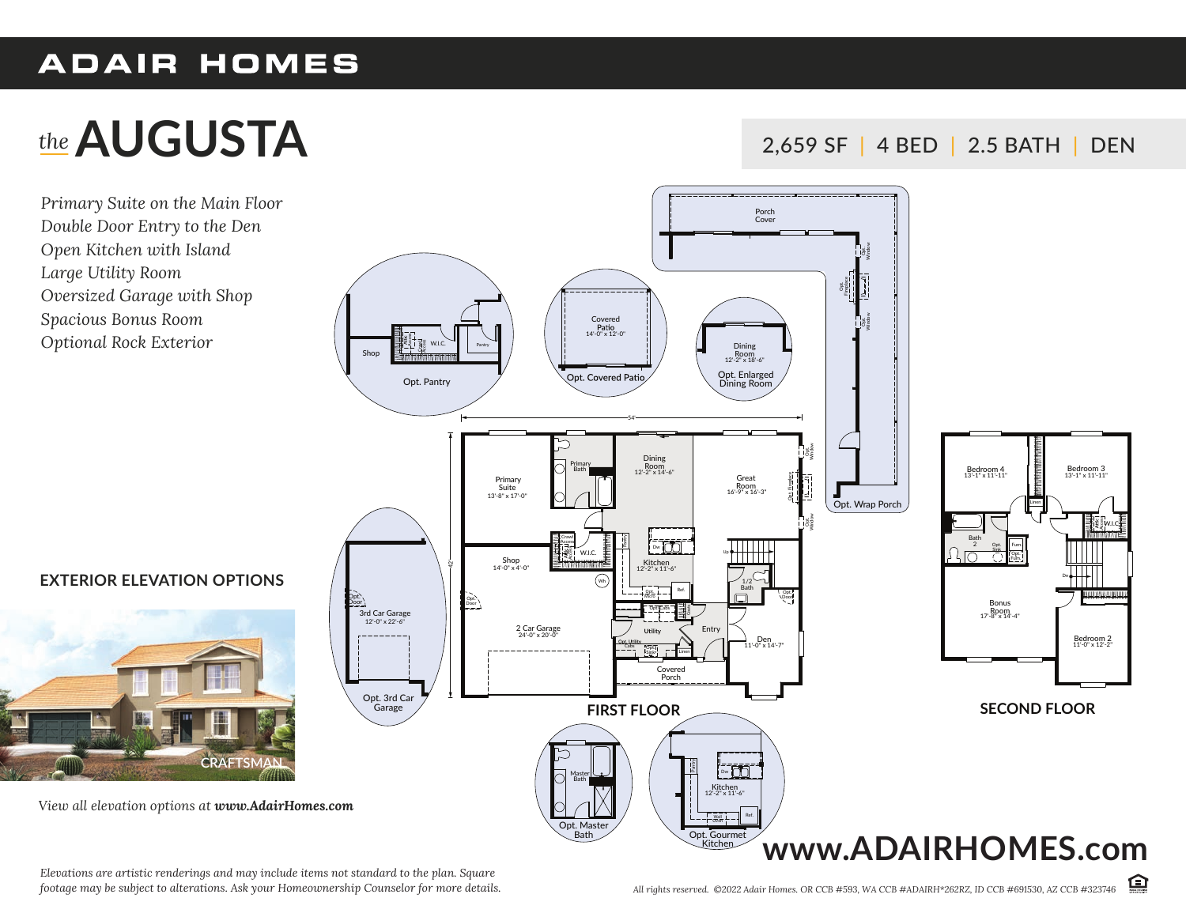ADAIR HOMES

# the AUGUSTA

2,659 SF | 4 BED | 2.5 BATH | DEN

*Primary Suite on the Main Floor*
*Double Door Entry to the Den*
*Open Kitchen with Island*
*Large Utility Room*
*Oversized Garage with Shop*
*Spacious Bonus Room*
*Optional Rock Exterior*

Porch Cover

Opt. Window

Opt. Fireplace

Opt. Window

Shop

W.I.C.

Pantry

Opt. Pantry

Covered Patio
14'-0" x 12'-0"

Opt. Covered Patio

Dining Room
12'-2" x 18'-6"

Opt. Enlarged Dining Room

Opt. Wrap Porch

54'

Primary Bath

Primary Suite
13'-8" x 17'-0"

Dining Room
12'-2" x 14'-6"

Great Room
16'-9" x 16'-3"

Opt. Fireplace

Opt. Window

Opt. Window

Crawl Access

W.I.C.

Pantry

Dw

Up

Shop
14'-0" x 4'-0"

Kitchen
12'-2" x 11'-6"

Wh

Opt. Micro

Ref.

1/2 Bath

Opt. Door

42'

Opt. Door

3rd Car Garage
12'-0" x 22'-6"

Opt. 3rd Car Garage

Opt. Door

2 Car Garage
24'-0" x 20'-0"

Opt. Cabs

Utility

Opt. Utility Cabs

Opt. Sink

Linen

Entry

Den
11'-0" x 14'-7"

Covered Porch

**FIRST FLOOR**

Master Bath

Opt. Master Bath

Pantry

Dw

Kitchen
12'-2" x 11'-6"

Wall Oven

Ref.

Opt. Gourmet Kitchen

Bedroom 4
13'-1" x 11'-11"

Bedroom 3
13'-1" x 11'-11"

Linen

W.I.C.

Bath 2

Opt. Sink

Furn.

Opt. Furn.

Bonus Room
17'-8" x 14'-4"

Dn

Bedroom 2
11'-0" x 12'-2"

**SECOND FLOOR**

## EXTERIOR ELEVATION OPTIONS

CRAFTSMAN

*View all elevation options at **www.AdairHomes.com***

**www.ADAIRHOMES.com**

*Elevations are artistic renderings and may include items not standard to the plan. Square footage may be subject to alterations. Ask your Homeownership Counselor for more details.*

*All rights reserved. ©2022 Adair Homes. OR CCB #593, WA CCB #ADAIRH*262RZ, ID CCB #691530, AZ CCB #323746*